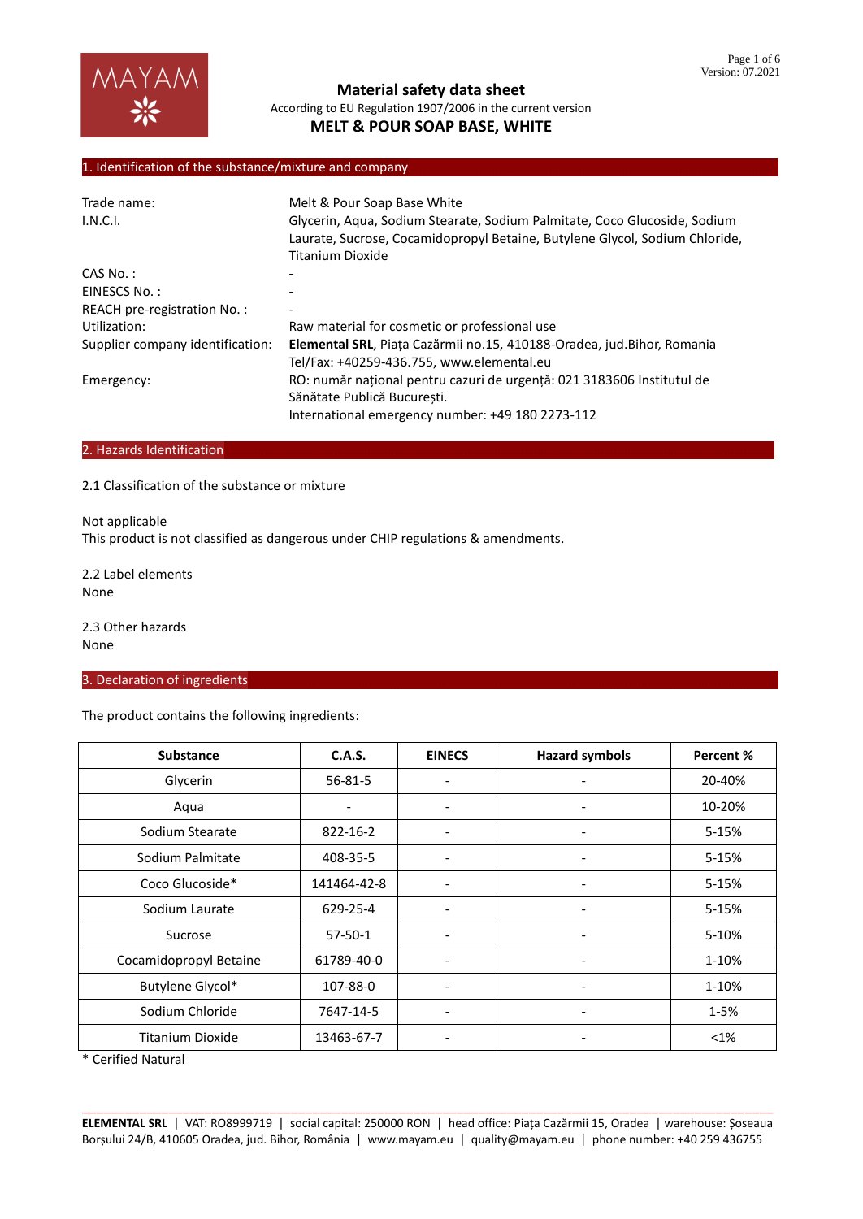# Material safety data sheet

According to EU Regulation 1907/2006 in the current version

## MELT & POUR SOAP BASE, WHITE

## 1. Identification of the substance/mixture and company

| | |
|---|---|
| Trade name: | Melt & Pour Soap Base White |
| I.N.C.I. | Glycerin, Aqua, Sodium Stearate, Sodium Palmitate, Coco Glucoside, Sodium Laurate, Sucrose, Cocamidopropyl Betaine, Butylene Glycol, Sodium Chloride, Titanium Dioxide |
| CAS No. : | - |
| EINESCS No. : | - |
| REACH pre-registration No. : | - |
| Utilization: | Raw material for cosmetic or professional use |
| Supplier company identification: | **Elemental SRL**, Piața Cazărmii no.15, 410188-Oradea, jud.Bihor, Romania<br>Tel/Fax: +40259-436.755, www.elemental.eu |
| Emergency: | RO: număr național pentru cazuri de urgență: 021 3183606 Institutul de Sănătate Publică București.<br>International emergency number: +49 180 2273-112 |

## 2. Hazards Identification

2.1 Classification of the substance or mixture

Not applicable
This product is not classified as dangerous under CHIP regulations & amendments.

2.2 Label elements
None

2.3 Other hazards
None

## 3. Declaration of ingredients

The product contains the following ingredients:

| Substance | C.A.S. | EINECS | Hazard symbols | Percent % |
|---|---|---|---|---|
| Glycerin | 56-81-5 | - | - | 20-40% |
| Aqua | - | - | - | 10-20% |
| Sodium Stearate | 822-16-2 | - | - | 5-15% |
| Sodium Palmitate | 408-35-5 | - | - | 5-15% |
| Coco Glucoside* | 141464-42-8 | - | - | 5-15% |
| Sodium Laurate | 629-25-4 | - | - | 5-15% |
| Sucrose | 57-50-1 | - | - | 5-10% |
| Cocamidopropyl Betaine | 61789-40-0 | - | - | 1-10% |
| Butylene Glycol* | 107-88-0 | - | - | 1-10% |
| Sodium Chloride | 7647-14-5 | - | - | 1-5% |
| Titanium Dioxide | 13463-67-7 | - | - | <1% |

* Cerified Natural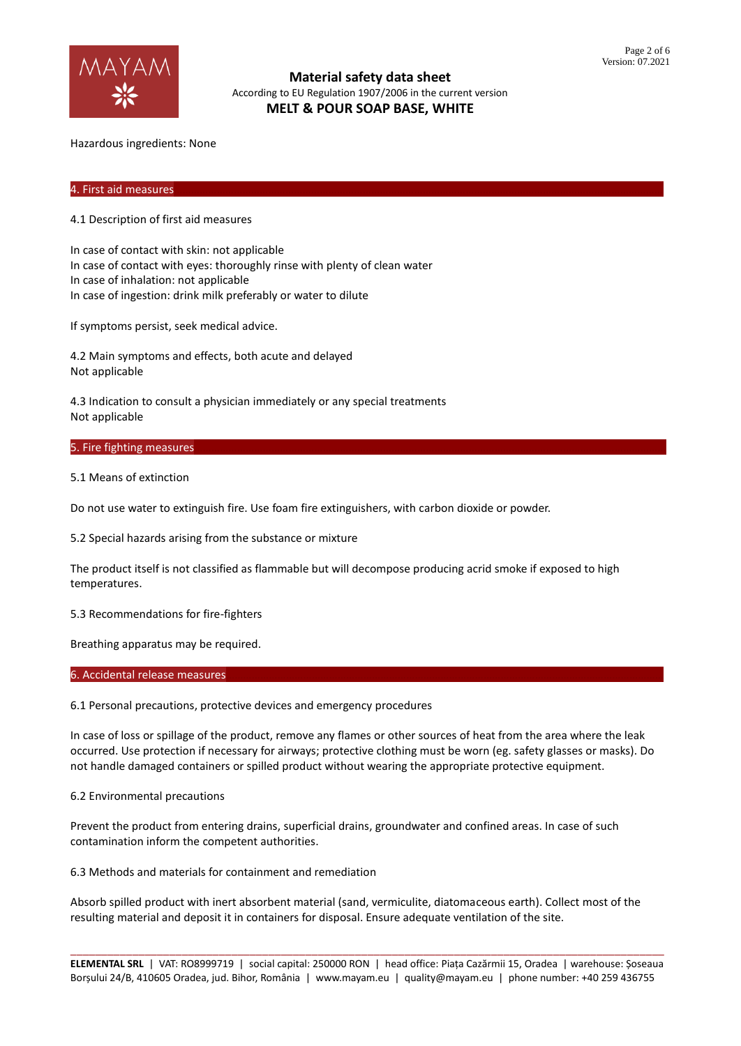Hazardous ingredients: None

## 4. First aid measures

4.1 Description of first aid measures

In case of contact with skin: not applicable
In case of contact with eyes: thoroughly rinse with plenty of clean water
In case of inhalation: not applicable
In case of ingestion: drink milk preferably or water to dilute

If symptoms persist, seek medical advice.

4.2 Main symptoms and effects, both acute and delayed
Not applicable

4.3 Indication to consult a physician immediately or any special treatments
Not applicable

## 5. Fire fighting measures

5.1 Means of extinction

Do not use water to extinguish fire. Use foam fire extinguishers, with carbon dioxide or powder.

5.2 Special hazards arising from the substance or mixture

The product itself is not classified as flammable but will decompose producing acrid smoke if exposed to high temperatures.

5.3 Recommendations for fire-fighters

Breathing apparatus may be required.

## 6. Accidental release measures

6.1 Personal precautions, protective devices and emergency procedures

In case of loss or spillage of the product, remove any flames or other sources of heat from the area where the leak occurred. Use protection if necessary for airways; protective clothing must be worn (eg. safety glasses or masks). Do not handle damaged containers or spilled product without wearing the appropriate protective equipment.

6.2 Environmental precautions

Prevent the product from entering drains, superficial drains, groundwater and confined areas. In case of such contamination inform the competent authorities.

6.3 Methods and materials for containment and remediation

Absorb spilled product with inert absorbent material (sand, vermiculite, diatomaceous earth). Collect most of the resulting material and deposit it in containers for disposal. Ensure adequate ventilation of the site.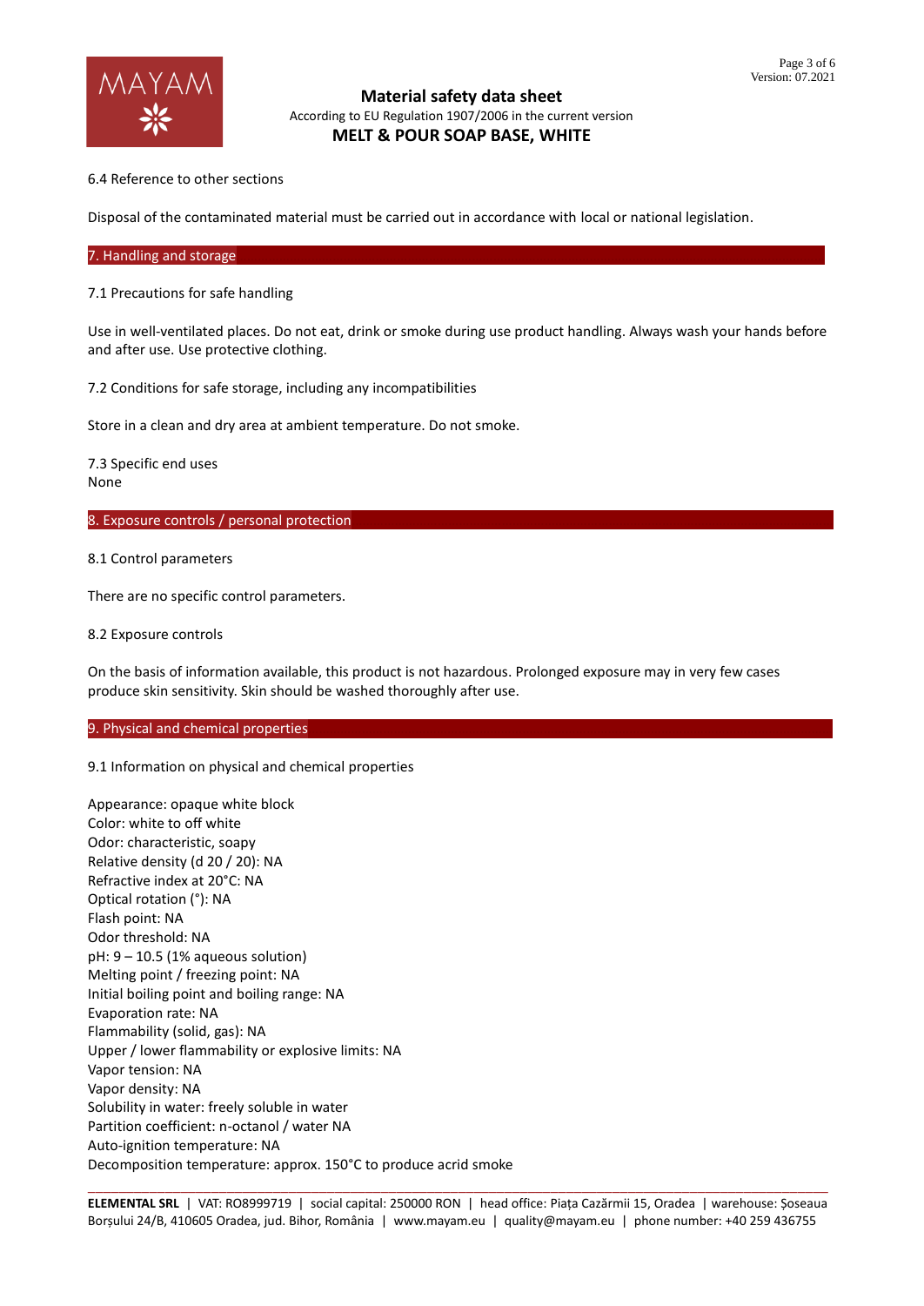6.4 Reference to other sections

Disposal of the contaminated material must be carried out in accordance with local or national legislation.

## 7. Handling and storage

7.1 Precautions for safe handling

Use in well-ventilated places. Do not eat, drink or smoke during use product handling. Always wash your hands before and after use. Use protective clothing.

7.2 Conditions for safe storage, including any incompatibilities

Store in a clean and dry area at ambient temperature. Do not smoke.

7.3 Specific end uses
None

## 8. Exposure controls / personal protection

8.1 Control parameters

There are no specific control parameters.

8.2 Exposure controls

On the basis of information available, this product is not hazardous. Prolonged exposure may in very few cases produce skin sensitivity. Skin should be washed thoroughly after use.

## 9. Physical and chemical properties

9.1 Information on physical and chemical properties

Appearance: opaque white block
Color: white to off white
Odor: characteristic, soapy
Relative density (d 20 / 20): NA
Refractive index at 20°C: NA
Optical rotation (°): NA
Flash point: NA
Odor threshold: NA
pH: 9 – 10.5 (1% aqueous solution)
Melting point / freezing point: NA
Initial boiling point and boiling range: NA
Evaporation rate: NA
Flammability (solid, gas): NA
Upper / lower flammability or explosive limits: NA
Vapor tension: NA
Vapor density: NA
Solubility in water: freely soluble in water
Partition coefficient: n-octanol / water NA
Auto-ignition temperature: NA
Decomposition temperature: approx. 150°C to produce acrid smoke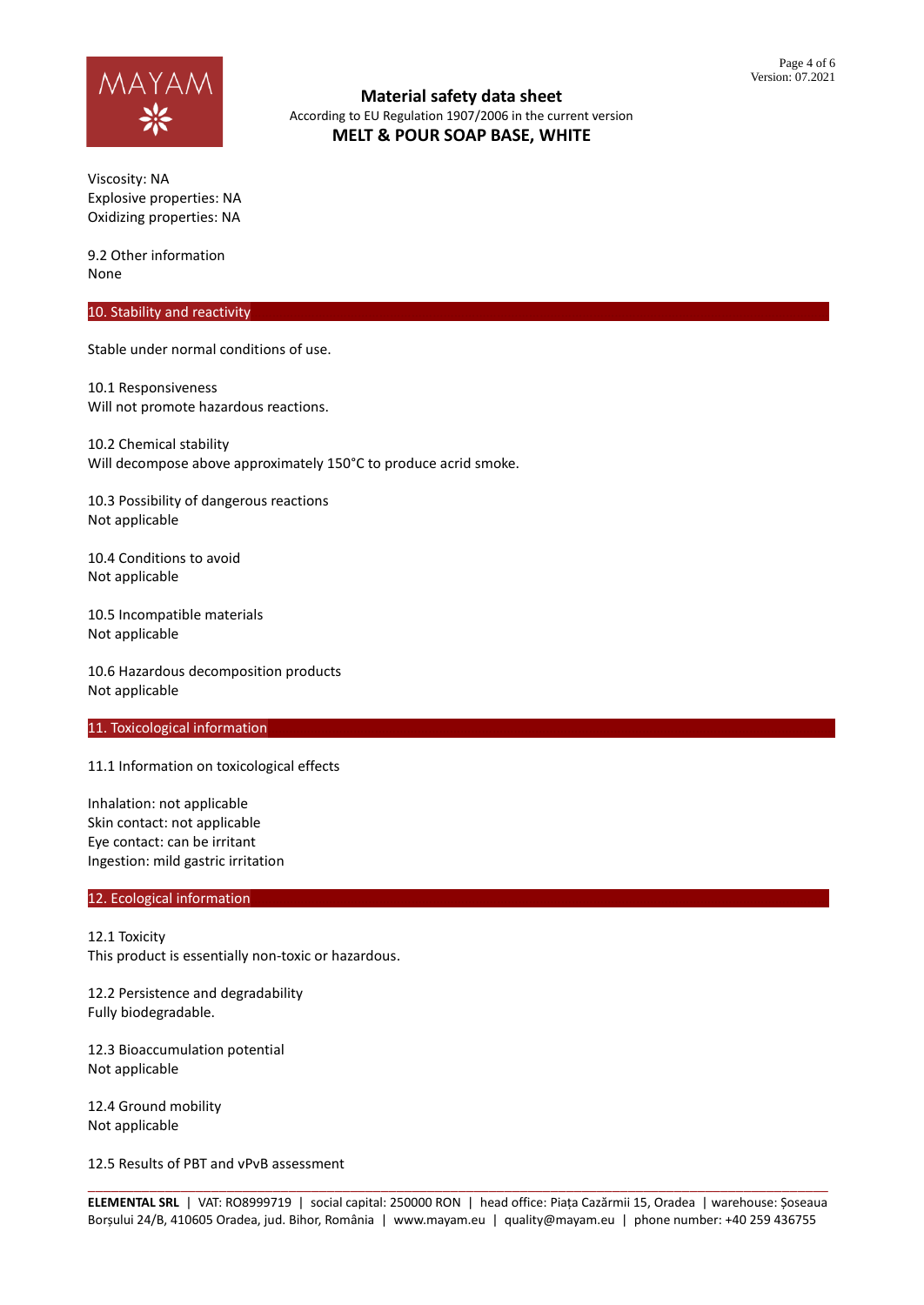Viscosity: NA
Explosive properties: NA
Oxidizing properties: NA

9.2 Other information
None

## 10. Stability and reactivity

Stable under normal conditions of use.

10.1 Responsiveness
Will not promote hazardous reactions.

10.2 Chemical stability
Will decompose above approximately 150°C to produce acrid smoke.

10.3 Possibility of dangerous reactions
Not applicable

10.4 Conditions to avoid
Not applicable

10.5 Incompatible materials
Not applicable

10.6 Hazardous decomposition products
Not applicable

## 11. Toxicological information

11.1 Information on toxicological effects

Inhalation: not applicable
Skin contact: not applicable
Eye contact: can be irritant
Ingestion: mild gastric irritation

## 12. Ecological information

12.1 Toxicity
This product is essentially non-toxic or hazardous.

12.2 Persistence and degradability
Fully biodegradable.

12.3 Bioaccumulation potential
Not applicable

12.4 Ground mobility
Not applicable

12.5 Results of PBT and vPvB assessment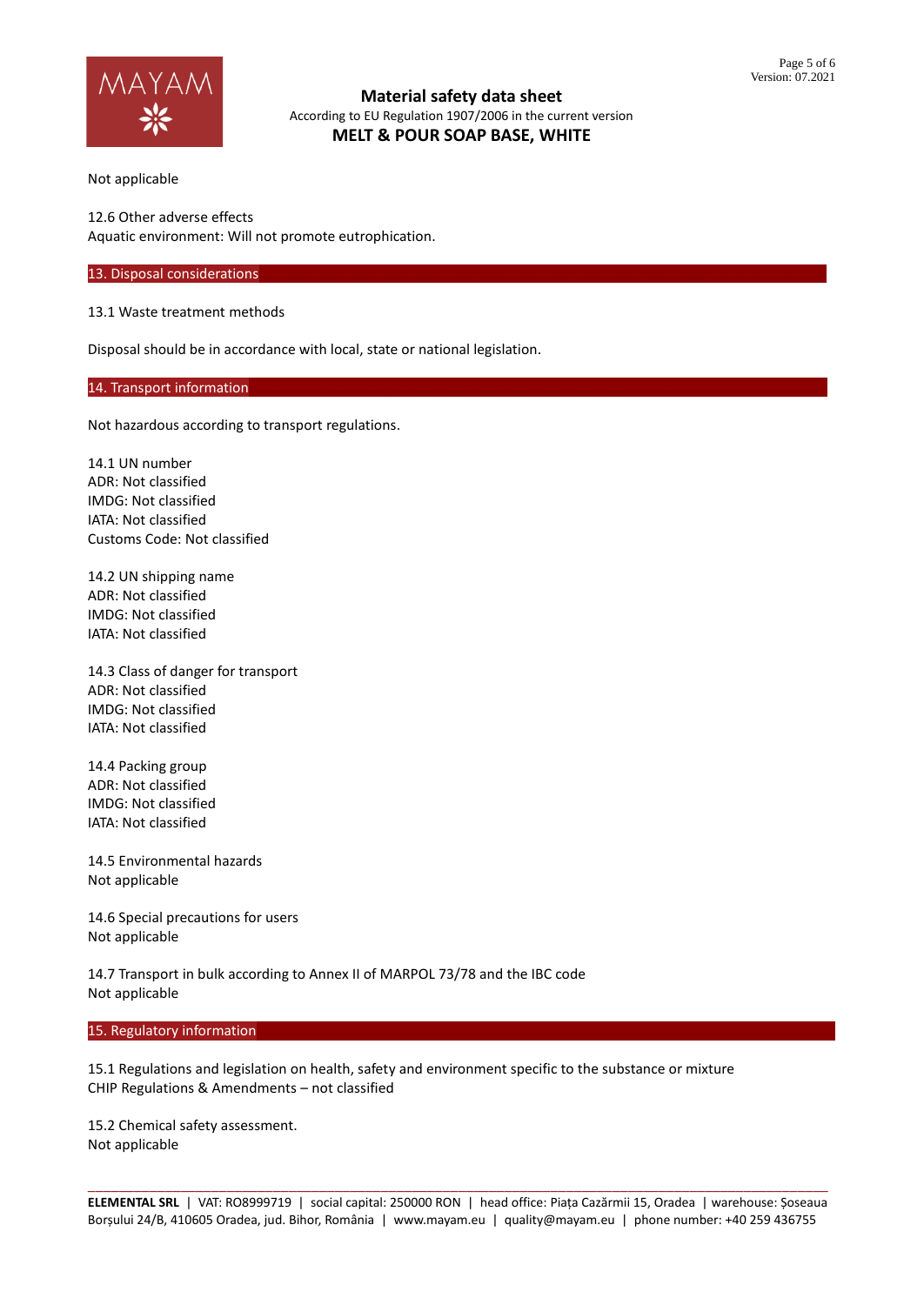Not applicable

12.6 Other adverse effects
Aquatic environment: Will not promote eutrophication.

## 13. Disposal considerations

13.1 Waste treatment methods

Disposal should be in accordance with local, state or national legislation.

## 14. Transport information

Not hazardous according to transport regulations.

14.1 UN number
ADR: Not classified
IMDG: Not classified
IATA: Not classified
Customs Code: Not classified

14.2 UN shipping name
ADR: Not classified
IMDG: Not classified
IATA: Not classified

14.3 Class of danger for transport
ADR: Not classified
IMDG: Not classified
IATA: Not classified

14.4 Packing group
ADR: Not classified
IMDG: Not classified
IATA: Not classified

14.5 Environmental hazards
Not applicable

14.6 Special precautions for users
Not applicable

14.7 Transport in bulk according to Annex II of MARPOL 73/78 and the IBC code
Not applicable

## 15. Regulatory information

15.1 Regulations and legislation on health, safety and environment specific to the substance or mixture
CHIP Regulations & Amendments – not classified

15.2 Chemical safety assessment.
Not applicable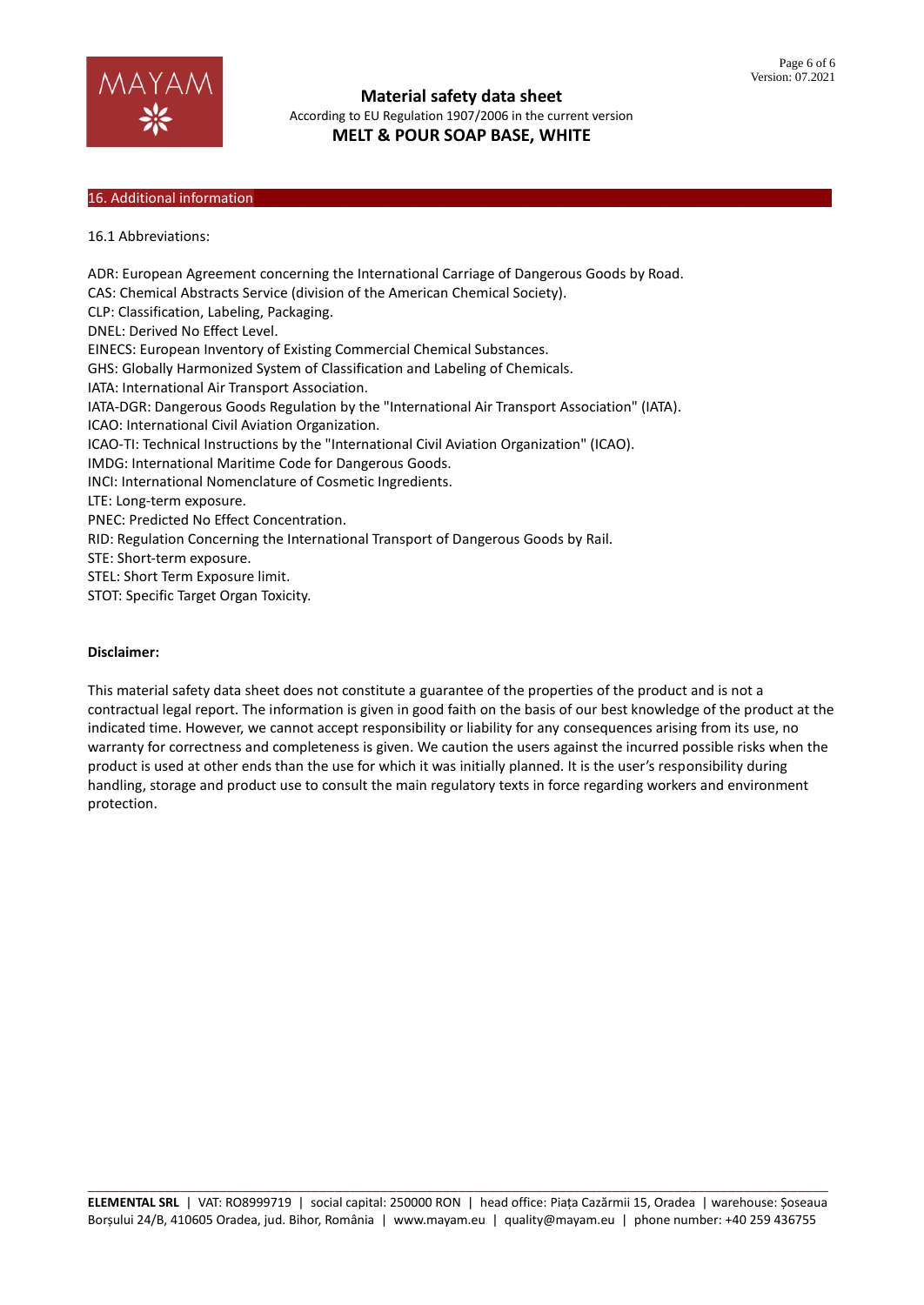## 16. Additional information

16.1 Abbreviations:

ADR: European Agreement concerning the International Carriage of Dangerous Goods by Road.
CAS: Chemical Abstracts Service (division of the American Chemical Society).
CLP: Classification, Labeling, Packaging.
DNEL: Derived No Effect Level.
EINECS: European Inventory of Existing Commercial Chemical Substances.
GHS: Globally Harmonized System of Classification and Labeling of Chemicals.
IATA: International Air Transport Association.
IATA-DGR: Dangerous Goods Regulation by the "International Air Transport Association" (IATA).
ICAO: International Civil Aviation Organization.
ICAO-TI: Technical Instructions by the "International Civil Aviation Organization" (ICAO).
IMDG: International Maritime Code for Dangerous Goods.
INCI: International Nomenclature of Cosmetic Ingredients.
LTE: Long-term exposure.
PNEC: Predicted No Effect Concentration.
RID: Regulation Concerning the International Transport of Dangerous Goods by Rail.
STE: Short-term exposure.
STEL: Short Term Exposure limit.
STOT: Specific Target Organ Toxicity.

**Disclaimer:**

This material safety data sheet does not constitute a guarantee of the properties of the product and is not a contractual legal report. The information is given in good faith on the basis of our best knowledge of the product at the indicated time. However, we cannot accept responsibility or liability for any consequences arising from its use, no warranty for correctness and completeness is given. We caution the users against the incurred possible risks when the product is used at other ends than the use for which it was initially planned. It is the user's responsibility during handling, storage and product use to consult the main regulatory texts in force regarding workers and environment protection.